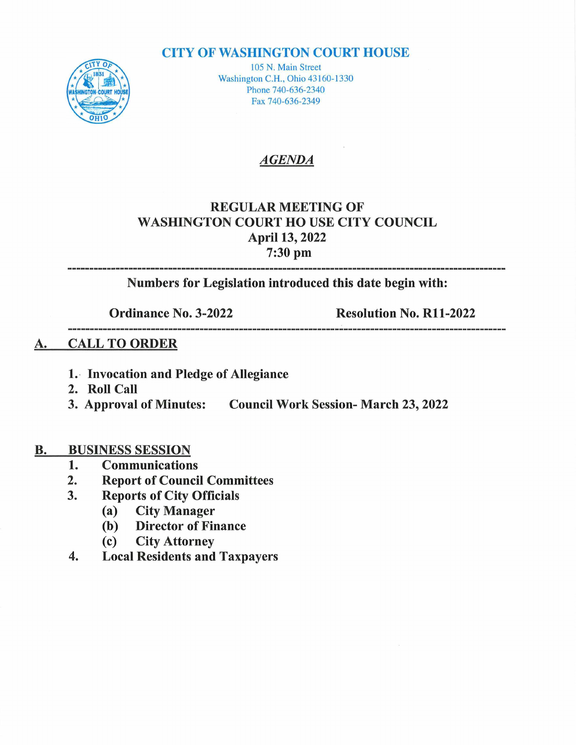# CITY OF WASHINGTON COURT HOUSE

105 N. Main Street
Washington C.H., Ohio 43160-1330
Phone 740-636-2340
Fax 740-636-2349

## *AGENDA*

## REGULAR MEETING OF WASHINGTON COURT HO USE CITY COUNCIL
## April 13, 2022
## 7:30 pm

---

**Numbers for Legislation introduced this date begin with:**

**Ordinance No. 3-2022** **Resolution No. R11-2022**

---

## A. CALL TO ORDER

1. **Invocation and Pledge of Allegiance**
2. **Roll Call**
3. **Approval of Minutes:** **Council Work Session- March 23, 2022**

## B. BUSINESS SESSION

1. **Communications**
2. **Report of Council Committees**
3. **Reports of City Officials**
   - **(a) City Manager**
   - **(b) Director of Finance**
   - **(c) City Attorney**
4. **Local Residents and Taxpayers**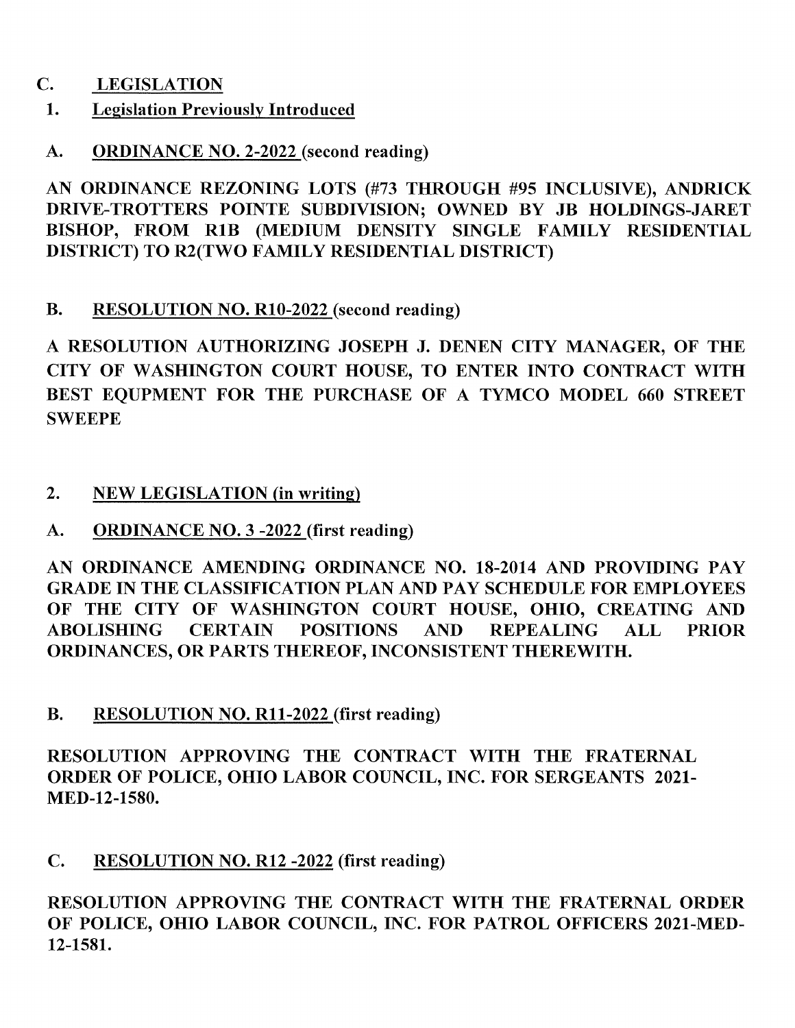## C. LEGISLATION

### 1. Legislation Previously Introduced

**A. ORDINANCE NO. 2-2022 (second reading)**

**AN ORDINANCE REZONING LOTS (#73 THROUGH #95 INCLUSIVE), ANDRICK DRIVE-TROTTERS POINTE SUBDIVISION; OWNED BY JB HOLDINGS-JARET BISHOP, FROM R1B (MEDIUM DENSITY SINGLE FAMILY RESIDENTIAL DISTRICT) TO R2(TWO FAMILY RESIDENTIAL DISTRICT)**

**B. RESOLUTION NO. R10-2022 (second reading)**

**A RESOLUTION AUTHORIZING JOSEPH J. DENEN CITY MANAGER, OF THE CITY OF WASHINGTON COURT HOUSE, TO ENTER INTO CONTRACT WITH BEST EQUPMENT FOR THE PURCHASE OF A TYMCO MODEL 660 STREET SWEEPE**

### 2. NEW LEGISLATION (in writing)

**A. ORDINANCE NO. 3 -2022 (first reading)**

**AN ORDINANCE AMENDING ORDINANCE NO. 18-2014 AND PROVIDING PAY GRADE IN THE CLASSIFICATION PLAN AND PAY SCHEDULE FOR EMPLOYEES OF THE CITY OF WASHINGTON COURT HOUSE, OHIO, CREATING AND ABOLISHING CERTAIN POSITIONS AND REPEALING ALL PRIOR ORDINANCES, OR PARTS THEREOF, INCONSISTENT THEREWITH.**

**B. RESOLUTION NO. R11-2022 (first reading)**

**RESOLUTION APPROVING THE CONTRACT WITH THE FRATERNAL ORDER OF POLICE, OHIO LABOR COUNCIL, INC. FOR SERGEANTS 2021-MED-12-1580.**

**C. RESOLUTION NO. R12 -2022 (first reading)**

**RESOLUTION APPROVING THE CONTRACT WITH THE FRATERNAL ORDER OF POLICE, OHIO LABOR COUNCIL, INC. FOR PATROL OFFICERS 2021-MED-12-1581.**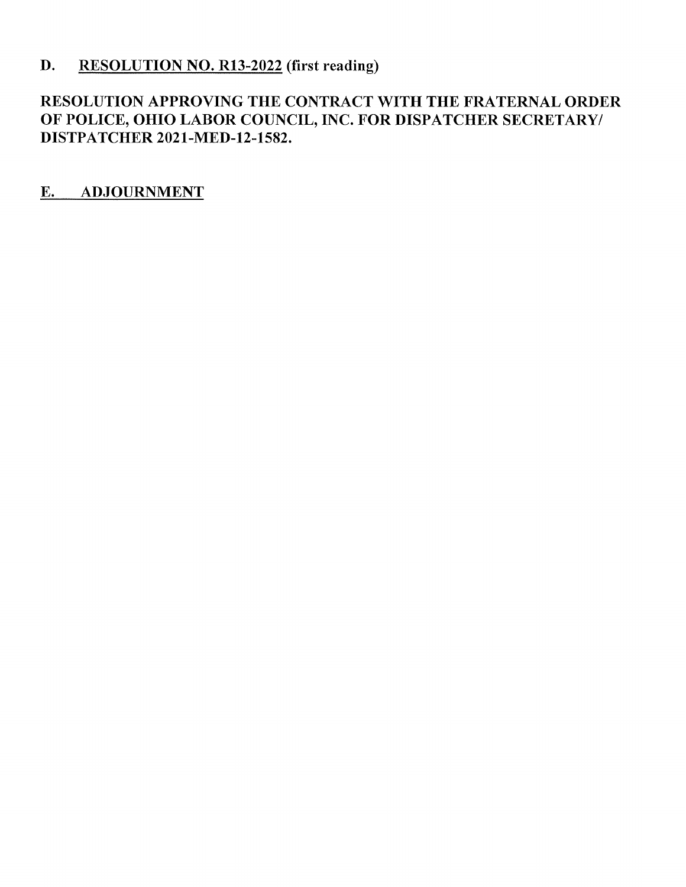## D. <u>RESOLUTION NO. R13-2022</u> (first reading)

**RESOLUTION APPROVING THE CONTRACT WITH THE FRATERNAL ORDER OF POLICE, OHIO LABOR COUNCIL, INC. FOR DISPATCHER SECRETARY/ DISTPATCHER 2021-MED-12-1582.**

## <u>E. ADJOURNMENT</u>